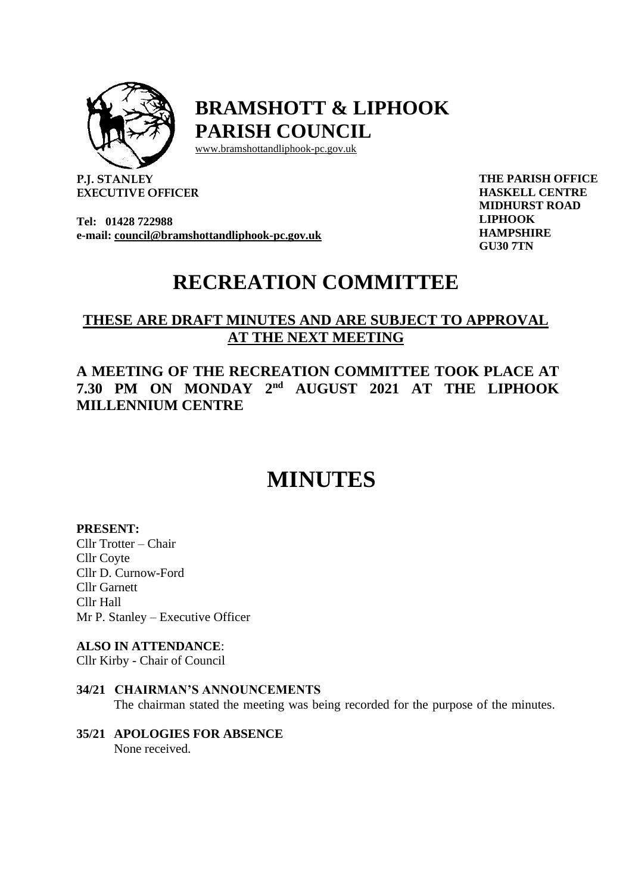# BRAMSHOTT & LIPHOOK PARISH COUNCIL

www.bramshottandliphook-pc.gov.uk

**P.J. STANLEY**
**EXECUTIVE OFFICER**

**Tel: 01428 722988**
**e-mail: council@bramshottandliphook-pc.gov.uk**

**THE PARISH OFFICE**
**HASKELL CENTRE**
**MIDHURST ROAD**
**LIPHOOK**
**HAMPSHIRE**
**GU30 7TN**

# RECREATION COMMITTEE

## THESE ARE DRAFT MINUTES AND ARE SUBJECT TO APPROVAL AT THE NEXT MEETING

## A MEETING OF THE RECREATION COMMITTEE TOOK PLACE AT 7.30 PM ON MONDAY 2nd AUGUST 2021 AT THE LIPHOOK MILLENNIUM CENTRE

# MINUTES

**PRESENT:**
Cllr Trotter – Chair
Cllr Coyte
Cllr D. Curnow-Ford
Cllr Garnett
Cllr Hall
Mr P. Stanley – Executive Officer

**ALSO IN ATTENDANCE**:
Cllr Kirby - Chair of Council

**34/21 CHAIRMAN'S ANNOUNCEMENTS**
The chairman stated the meeting was being recorded for the purpose of the minutes.

**35/21 APOLOGIES FOR ABSENCE**
None received.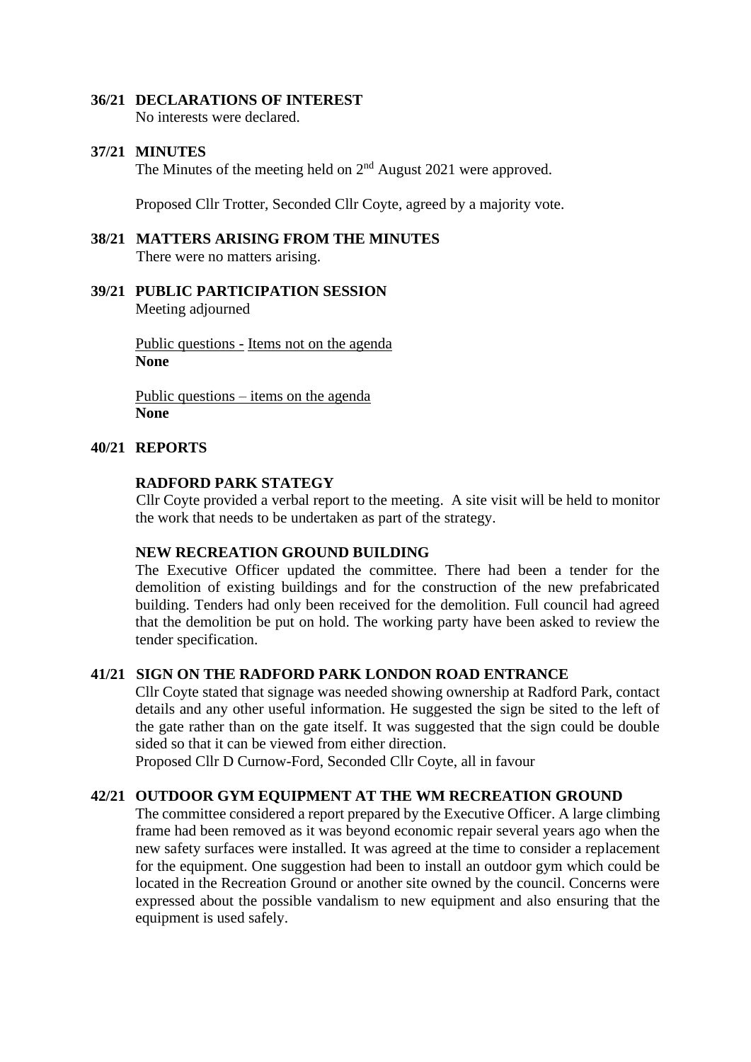**36/21 DECLARATIONS OF INTEREST**

No interests were declared.

**37/21 MINUTES**

The Minutes of the meeting held on 2nd August 2021 were approved.

Proposed Cllr Trotter, Seconded Cllr Coyte, agreed by a majority vote.

**38/21 MATTERS ARISING FROM THE MINUTES**

There were no matters arising.

**39/21 PUBLIC PARTICIPATION SESSION**

Meeting adjourned

Public questions - Items not on the agenda
**None**

Public questions – items on the agenda
**None**

**40/21 REPORTS**

**RADFORD PARK STATEGY**

Cllr Coyte provided a verbal report to the meeting. A site visit will be held to monitor the work that needs to be undertaken as part of the strategy.

**NEW RECREATION GROUND BUILDING**

The Executive Officer updated the committee. There had been a tender for the demolition of existing buildings and for the construction of the new prefabricated building. Tenders had only been received for the demolition. Full council had agreed that the demolition be put on hold. The working party have been asked to review the tender specification.

**41/21 SIGN ON THE RADFORD PARK LONDON ROAD ENTRANCE**

Cllr Coyte stated that signage was needed showing ownership at Radford Park, contact details and any other useful information. He suggested the sign be sited to the left of the gate rather than on the gate itself. It was suggested that the sign could be double sided so that it can be viewed from either direction.

Proposed Cllr D Curnow-Ford, Seconded Cllr Coyte, all in favour

**42/21 OUTDOOR GYM EQUIPMENT AT THE WM RECREATION GROUND**

The committee considered a report prepared by the Executive Officer. A large climbing frame had been removed as it was beyond economic repair several years ago when the new safety surfaces were installed. It was agreed at the time to consider a replacement for the equipment. One suggestion had been to install an outdoor gym which could be located in the Recreation Ground or another site owned by the council. Concerns were expressed about the possible vandalism to new equipment and also ensuring that the equipment is used safely.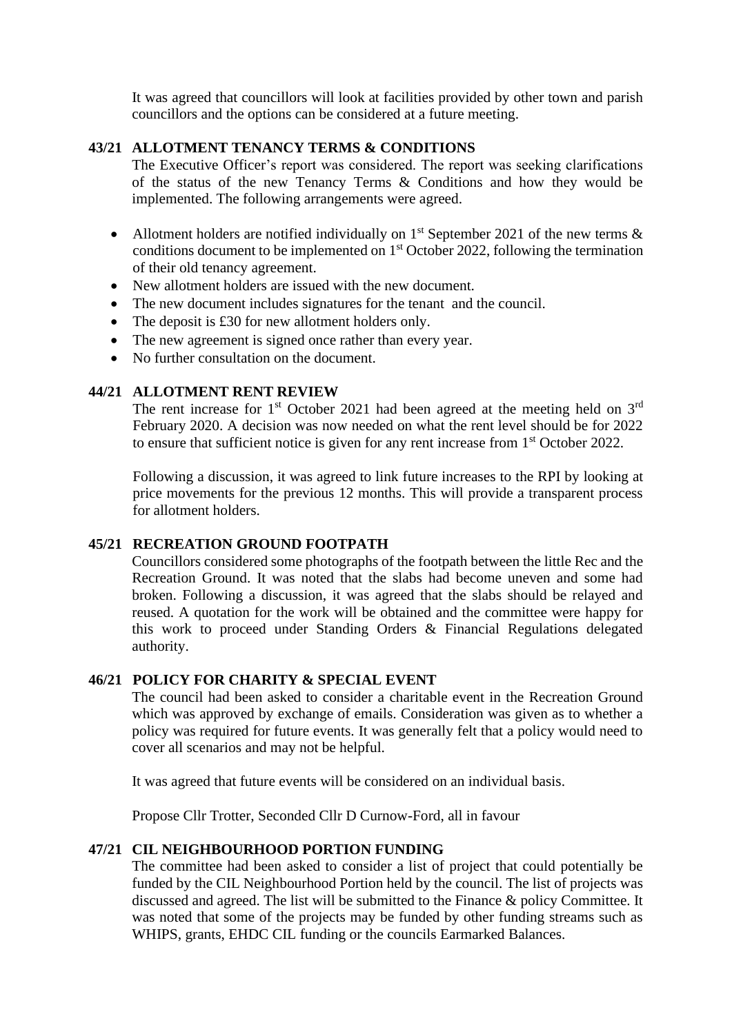It was agreed that councillors will look at facilities provided by other town and parish councillors and the options can be considered at a future meeting.

### 43/21 ALLOTMENT TENANCY TERMS & CONDITIONS

The Executive Officer's report was considered. The report was seeking clarifications of the status of the new Tenancy Terms & Conditions and how they would be implemented. The following arrangements were agreed.

- Allotment holders are notified individually on 1st September 2021 of the new terms & conditions document to be implemented on 1st October 2022, following the termination of their old tenancy agreement.
- New allotment holders are issued with the new document.
- The new document includes signatures for the tenant and the council.
- The deposit is £30 for new allotment holders only.
- The new agreement is signed once rather than every year.
- No further consultation on the document.

### 44/21 ALLOTMENT RENT REVIEW

The rent increase for 1st October 2021 had been agreed at the meeting held on 3rd February 2020. A decision was now needed on what the rent level should be for 2022 to ensure that sufficient notice is given for any rent increase from 1st October 2022.

Following a discussion, it was agreed to link future increases to the RPI by looking at price movements for the previous 12 months. This will provide a transparent process for allotment holders.

### 45/21 RECREATION GROUND FOOTPATH

Councillors considered some photographs of the footpath between the little Rec and the Recreation Ground. It was noted that the slabs had become uneven and some had broken. Following a discussion, it was agreed that the slabs should be relayed and reused. A quotation for the work will be obtained and the committee were happy for this work to proceed under Standing Orders & Financial Regulations delegated authority.

### 46/21 POLICY FOR CHARITY & SPECIAL EVENT

The council had been asked to consider a charitable event in the Recreation Ground which was approved by exchange of emails. Consideration was given as to whether a policy was required for future events. It was generally felt that a policy would need to cover all scenarios and may not be helpful.

It was agreed that future events will be considered on an individual basis.

Propose Cllr Trotter, Seconded Cllr D Curnow-Ford, all in favour

### 47/21 CIL NEIGHBOURHOOD PORTION FUNDING

The committee had been asked to consider a list of project that could potentially be funded by the CIL Neighbourhood Portion held by the council. The list of projects was discussed and agreed. The list will be submitted to the Finance & policy Committee. It was noted that some of the projects may be funded by other funding streams such as WHIPS, grants, EHDC CIL funding or the councils Earmarked Balances.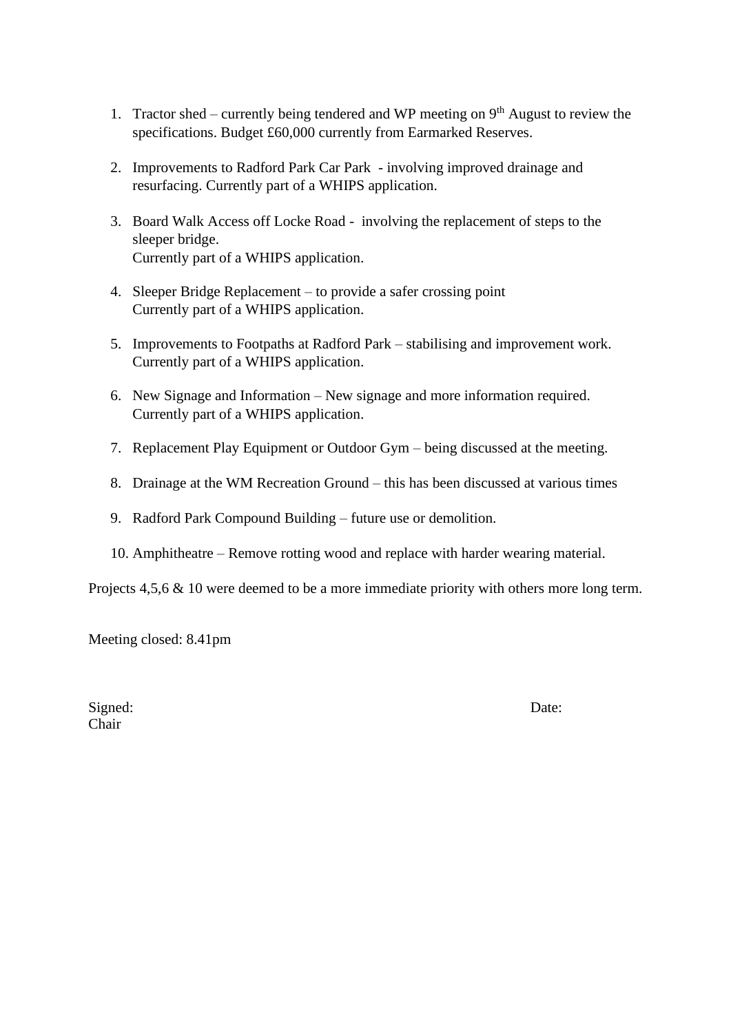1. Tractor shed – currently being tendered and WP meeting on 9th August to review the specifications. Budget £60,000 currently from Earmarked Reserves.

2. Improvements to Radford Park Car Park - involving improved drainage and resurfacing. Currently part of a WHIPS application.

3. Board Walk Access off Locke Road - involving the replacement of steps to the sleeper bridge.
   Currently part of a WHIPS application.

4. Sleeper Bridge Replacement – to provide a safer crossing point
   Currently part of a WHIPS application.

5. Improvements to Footpaths at Radford Park – stabilising and improvement work.
   Currently part of a WHIPS application.

6. New Signage and Information – New signage and more information required.
   Currently part of a WHIPS application.

7. Replacement Play Equipment or Outdoor Gym – being discussed at the meeting.

8. Drainage at the WM Recreation Ground – this has been discussed at various times

9. Radford Park Compound Building – future use or demolition.

10. Amphitheatre – Remove rotting wood and replace with harder wearing material.

Projects 4,5,6 & 10 were deemed to be a more immediate priority with others more long term.

Meeting closed: 8.41pm

Signed: Date:
Chair